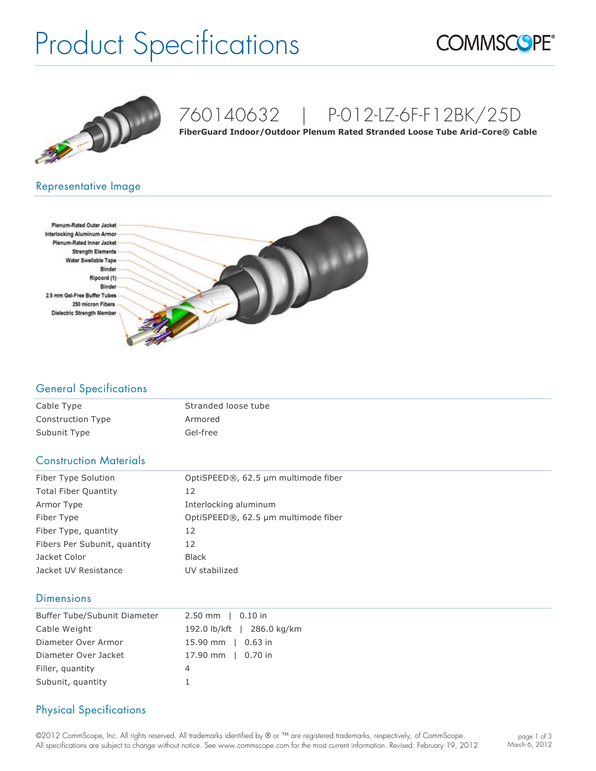# Product Specifications

COMMSCOPE®

## 760140632 | P-012-LZ-6F-F12BK/25D

**FiberGuard Indoor/Outdoor Plenum Rated Stranded Loose Tube Arid-Core® Cable**

## Representative Image

Plenum-Rated Outer Jacket
Interlocking Aluminum Armor
Plenum-Rated Inner Jacket
Strength Elements
Water Swellable Tape
Binder
Ripcord (1)
Binder
2.5 mm Gel-Free Buffer Tubes
250 micron Fibers
Dielectric Strength Member

## General Specifications

| | |
|---|---|
| Cable Type | Stranded loose tube |
| Construction Type | Armored |
| Subunit Type | Gel-free |

## Construction Materials

| | |
|---|---|
| Fiber Type Solution | OptiSPEED®, 62.5 µm multimode fiber |
| Total Fiber Quantity | 12 |
| Armor Type | Interlocking aluminum |
| Fiber Type | OptiSPEED®, 62.5 µm multimode fiber |
| Fiber Type, quantity | 12 |
| Fibers Per Subunit, quantity | 12 |
| Jacket Color | Black |
| Jacket UV Resistance | UV stabilized |

## Dimensions

| | |
|---|---|
| Buffer Tube/Subunit Diameter | 2.50 mm \| 0.10 in |
| Cable Weight | 192.0 lb/kft \| 286.0 kg/km |
| Diameter Over Armor | 15.90 mm \| 0.63 in |
| Diameter Over Jacket | 17.90 mm \| 0.70 in |
| Filler, quantity | 4 |
| Subunit, quantity | 1 |

## Physical Specifications

©2012 CommScope, Inc. All rights reserved. All trademarks identified by ® or ™ are registered trademarks, respectively, of CommScope. All specifications are subject to change without notice. See www.commscope.com for the most current information. Revised: February 19, 2012

March 6, 2012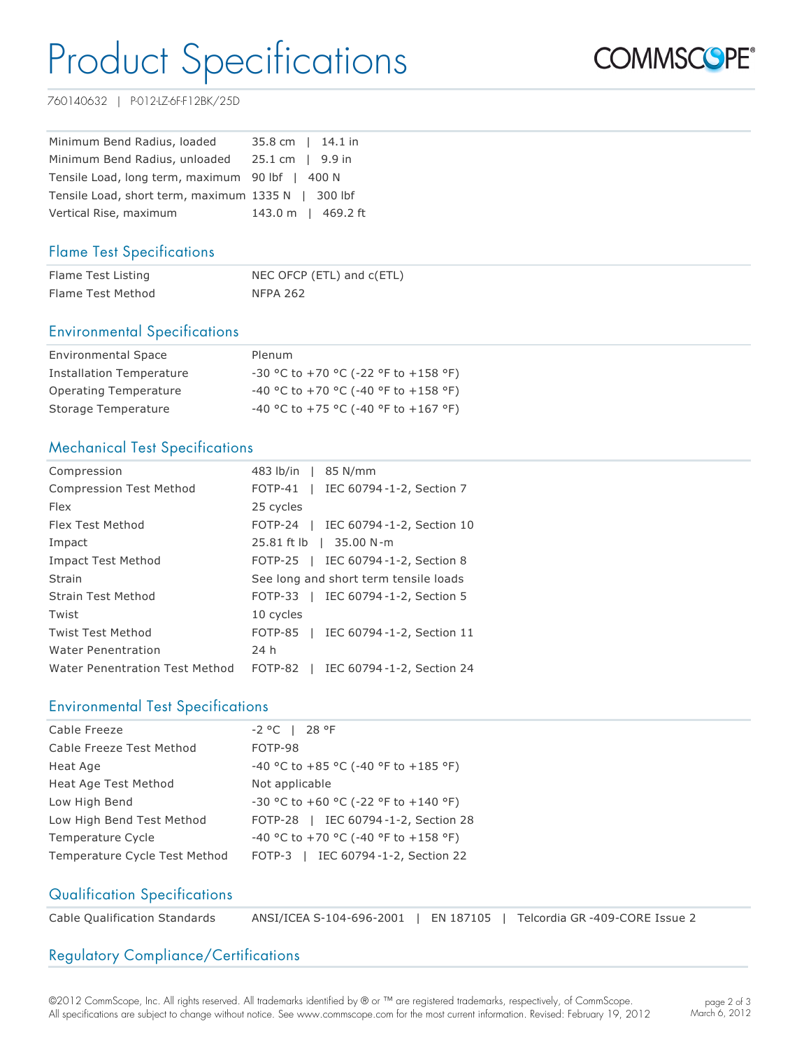# Product Specifications

760140632 | P-012-LZ-6F-F12BK/25D

| | |
|---|---|
| Minimum Bend Radius, loaded | 35.8 cm \| 14.1 in |
| Minimum Bend Radius, unloaded | 25.1 cm \| 9.9 in |
| Tensile Load, long term, maximum | 90 lbf \| 400 N |
| Tensile Load, short term, maximum | 1335 N \| 300 lbf |
| Vertical Rise, maximum | 143.0 m \| 469.2 ft |

## Flame Test Specifications

| | |
|---|---|
| Flame Test Listing | NEC OFCP (ETL) and c(ETL) |
| Flame Test Method | NFPA 262 |

## Environmental Specifications

| | |
|---|---|
| Environmental Space | Plenum |
| Installation Temperature | -30 °C to +70 °C (-22 °F to +158 °F) |
| Operating Temperature | -40 °C to +70 °C (-40 °F to +158 °F) |
| Storage Temperature | -40 °C to +75 °C (-40 °F to +167 °F) |

## Mechanical Test Specifications

| | |
|---|---|
| Compression | 483 lb/in \| 85 N/mm |
| Compression Test Method | FOTP-41 \| IEC 60794-1-2, Section 7 |
| Flex | 25 cycles |
| Flex Test Method | FOTP-24 \| IEC 60794-1-2, Section 10 |
| Impact | 25.81 ft lb \| 35.00 N-m |
| Impact Test Method | FOTP-25 \| IEC 60794-1-2, Section 8 |
| Strain | See long and short term tensile loads |
| Strain Test Method | FOTP-33 \| IEC 60794-1-2, Section 5 |
| Twist | 10 cycles |
| Twist Test Method | FOTP-85 \| IEC 60794-1-2, Section 11 |
| Water Penentration | 24 h |
| Water Penentration Test Method | FOTP-82 \| IEC 60794-1-2, Section 24 |

## Environmental Test Specifications

| | |
|---|---|
| Cable Freeze | -2 °C \| 28 °F |
| Cable Freeze Test Method | FOTP-98 |
| Heat Age | -40 °C to +85 °C (-40 °F to +185 °F) |
| Heat Age Test Method | Not applicable |
| Low High Bend | -30 °C to +60 °C (-22 °F to +140 °F) |
| Low High Bend Test Method | FOTP-28 \| IEC 60794-1-2, Section 28 |
| Temperature Cycle | -40 °C to +70 °C (-40 °F to +158 °F) |
| Temperature Cycle Test Method | FOTP-3 \| IEC 60794-1-2, Section 22 |

## Qualification Specifications

| | |
|---|---|
| Cable Qualification Standards | ANSI/ICEA S-104-696-2001 \| EN 187105 \| Telcordia GR-409-CORE Issue 2 |

## Regulatory Compliance/Certifications

©2012 CommScope, Inc. All rights reserved. All trademarks identified by ® or ™ are registered trademarks, respectively, of CommScope. All specifications are subject to change without notice. See www.commscope.com for the most current information. Revised: February 19, 2012

March 6, 2012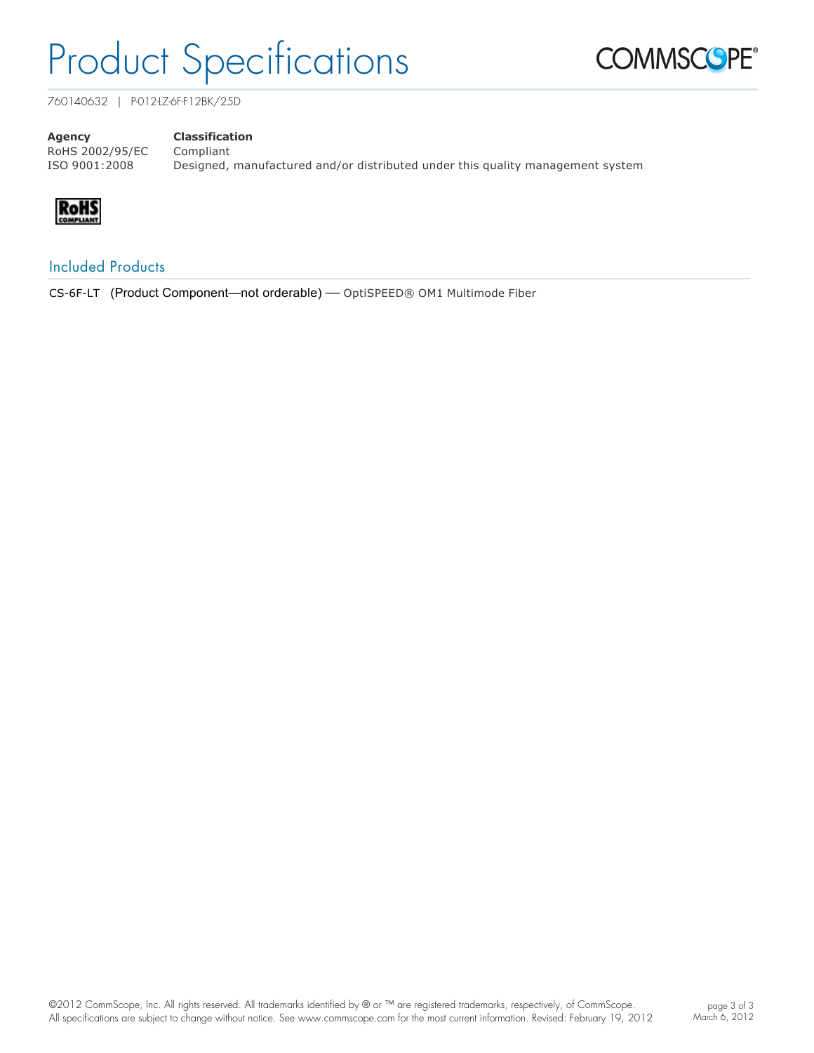| Agency | Classification |
|---|---|
| RoHS 2002/95/EC | Compliant |
| ISO 9001:2008 | Designed, manufactured and/or distributed under this quality management system |

RoHS COMPLIANT

## Included Products

CS-6F-LT (Product Component—not orderable) — OptiSPEED® OM1 Multimode Fiber

©2012 CommScope, Inc. All rights reserved. All trademarks identified by ® or ™ are registered trademarks, respectively, of CommScope.
All specifications are subject to change without notice. See www.commscope.com for the most current information. Revised: February 19, 2012